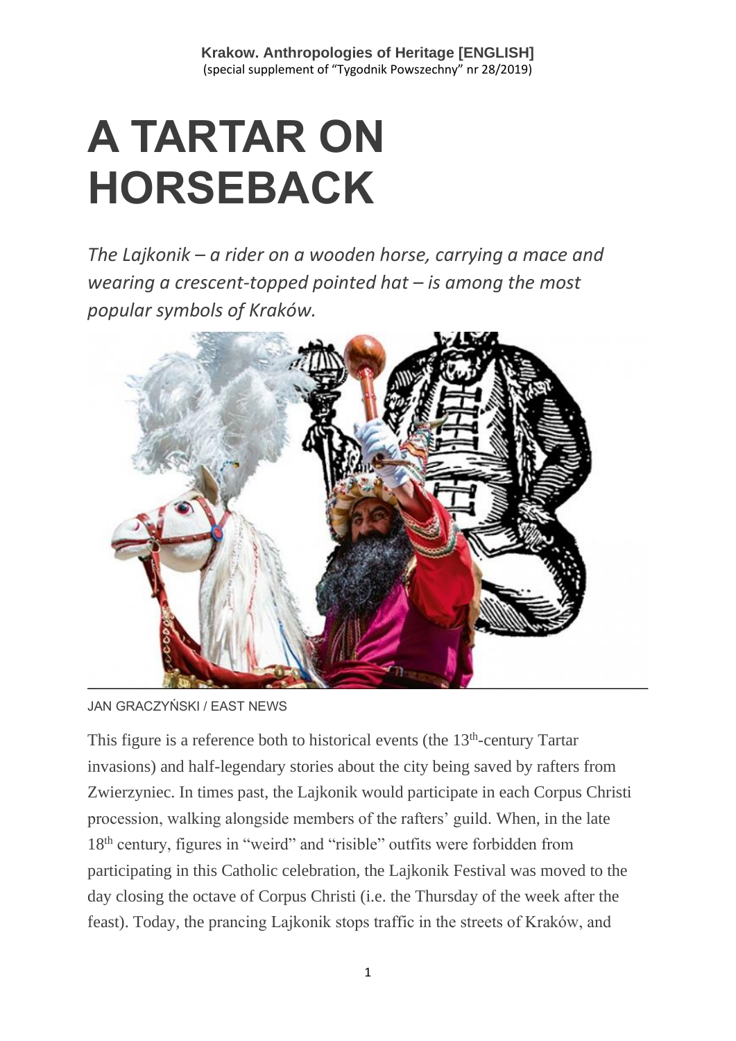**Krakow. Anthropologies of Heritage [ENGLISH]**
(special supplement of "Tygodnik Powszechny" nr 28/2019)

# A TARTAR ON HORSEBACK

*The Lajkonik – a rider on a wooden horse, carrying a mace and wearing a crescent-topped pointed hat – is among the most popular symbols of Kraków.*

JAN GRACZYŃSKI / EAST NEWS

This figure is a reference both to historical events (the 13th-century Tartar invasions) and half-legendary stories about the city being saved by rafters from Zwierzyniec. In times past, the Lajkonik would participate in each Corpus Christi procession, walking alongside members of the rafters' guild. When, in the late 18th century, figures in "weird" and "risible" outfits were forbidden from participating in this Catholic celebration, the Lajkonik Festival was moved to the day closing the octave of Corpus Christi (i.e. the Thursday of the week after the feast). Today, the prancing Lajkonik stops traffic in the streets of Kraków, and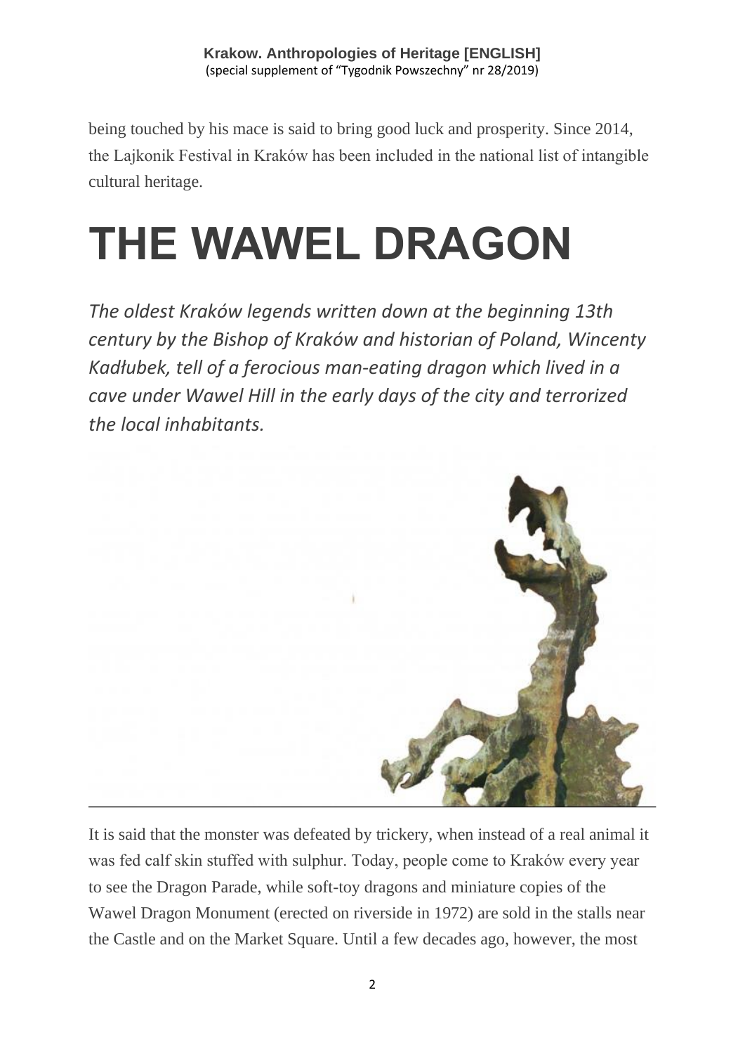being touched by his mace is said to bring good luck and prosperity. Since 2014, the Lajkonik Festival in Kraków has been included in the national list of intangible cultural heritage.

# THE WAWEL DRAGON

*The oldest Kraków legends written down at the beginning 13th century by the Bishop of Kraków and historian of Poland, Wincenty Kadłubek, tell of a ferocious man-eating dragon which lived in a cave under Wawel Hill in the early days of the city and terrorized the local inhabitants.*

It is said that the monster was defeated by trickery, when instead of a real animal it was fed calf skin stuffed with sulphur. Today, people come to Kraków every year to see the Dragon Parade, while soft-toy dragons and miniature copies of the Wawel Dragon Monument (erected on riverside in 1972) are sold in the stalls near the Castle and on the Market Square. Until a few decades ago, however, the most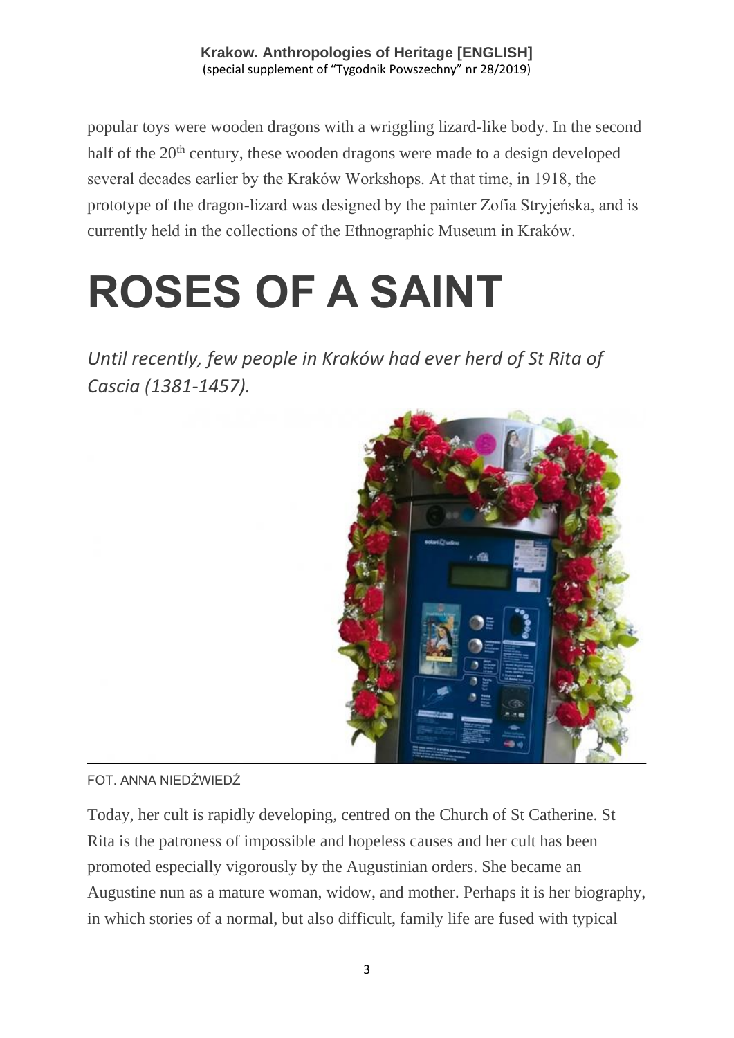popular toys were wooden dragons with a wriggling lizard-like body. In the second half of the 20th century, these wooden dragons were made to a design developed several decades earlier by the Kraków Workshops. At that time, in 1918, the prototype of the dragon-lizard was designed by the painter Zofia Stryjeńska, and is currently held in the collections of the Ethnographic Museum in Kraków.

# ROSES OF A SAINT

*Until recently, few people in Kraków had ever herd of St Rita of Cascia (1381-1457).*

FOT. ANNA NIEDŹWIEDŹ

Today, her cult is rapidly developing, centred on the Church of St Catherine. St Rita is the patroness of impossible and hopeless causes and her cult has been promoted especially vigorously by the Augustinian orders. She became an Augustine nun as a mature woman, widow, and mother. Perhaps it is her biography, in which stories of a normal, but also difficult, family life are fused with typical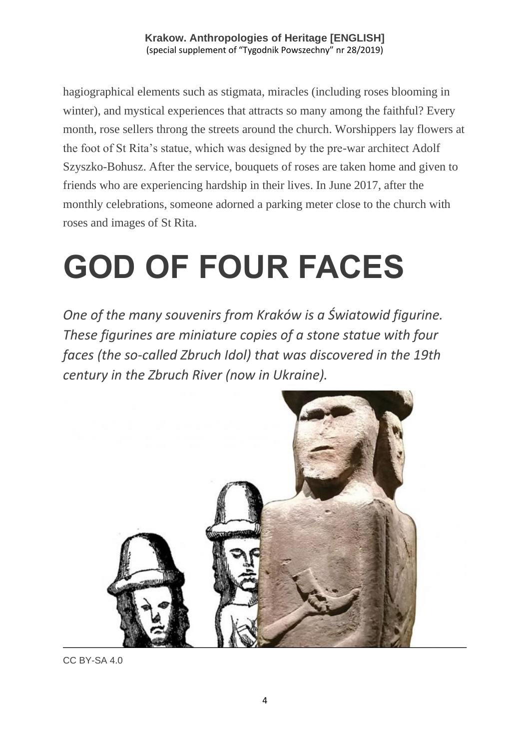hagiographical elements such as stigmata, miracles (including roses blooming in winter), and mystical experiences that attracts so many among the faithful? Every month, rose sellers throng the streets around the church. Worshippers lay flowers at the foot of St Rita's statue, which was designed by the pre-war architect Adolf Szyszko-Bohusz. After the service, bouquets of roses are taken home and given to friends who are experiencing hardship in their lives. In June 2017, after the monthly celebrations, someone adorned a parking meter close to the church with roses and images of St Rita.

# GOD OF FOUR FACES

*One of the many souvenirs from Kraków is a Światowid figurine. These figurines are miniature copies of a stone statue with four faces (the so-called Zbruch Idol) that was discovered in the 19th century in the Zbruch River (now in Ukraine).*

CC BY-SA 4.0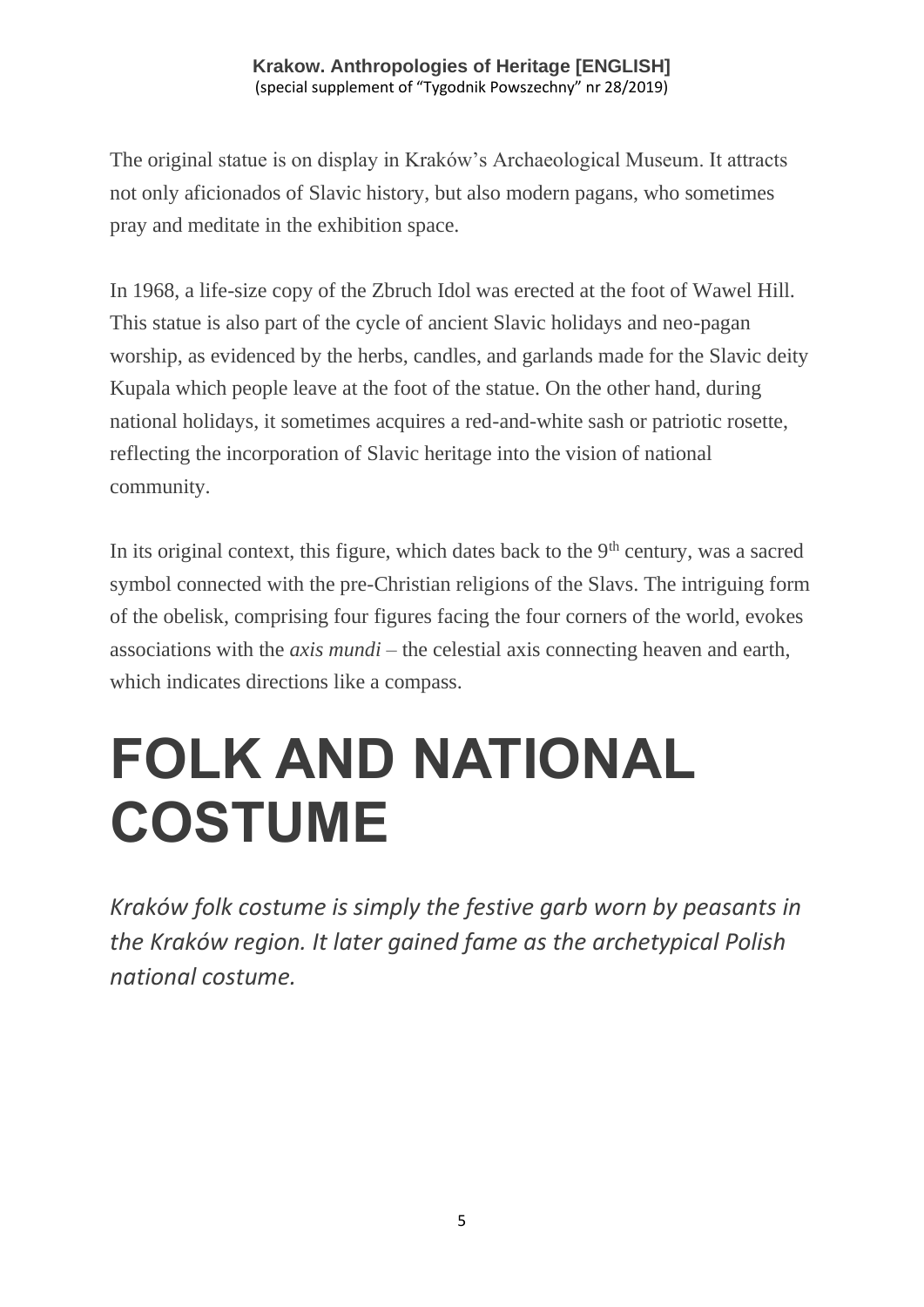The original statue is on display in Kraków's Archaeological Museum. It attracts not only aficionados of Slavic history, but also modern pagans, who sometimes pray and meditate in the exhibition space.

In 1968, a life-size copy of the Zbruch Idol was erected at the foot of Wawel Hill. This statue is also part of the cycle of ancient Slavic holidays and neo-pagan worship, as evidenced by the herbs, candles, and garlands made for the Slavic deity Kupala which people leave at the foot of the statue. On the other hand, during national holidays, it sometimes acquires a red-and-white sash or patriotic rosette, reflecting the incorporation of Slavic heritage into the vision of national community.

In its original context, this figure, which dates back to the 9th century, was a sacred symbol connected with the pre-Christian religions of the Slavs. The intriguing form of the obelisk, comprising four figures facing the four corners of the world, evokes associations with the *axis mundi* – the celestial axis connecting heaven and earth, which indicates directions like a compass.

# FOLK AND NATIONAL COSTUME

*Kraków folk costume is simply the festive garb worn by peasants in the Kraków region. It later gained fame as the archetypical Polish national costume.*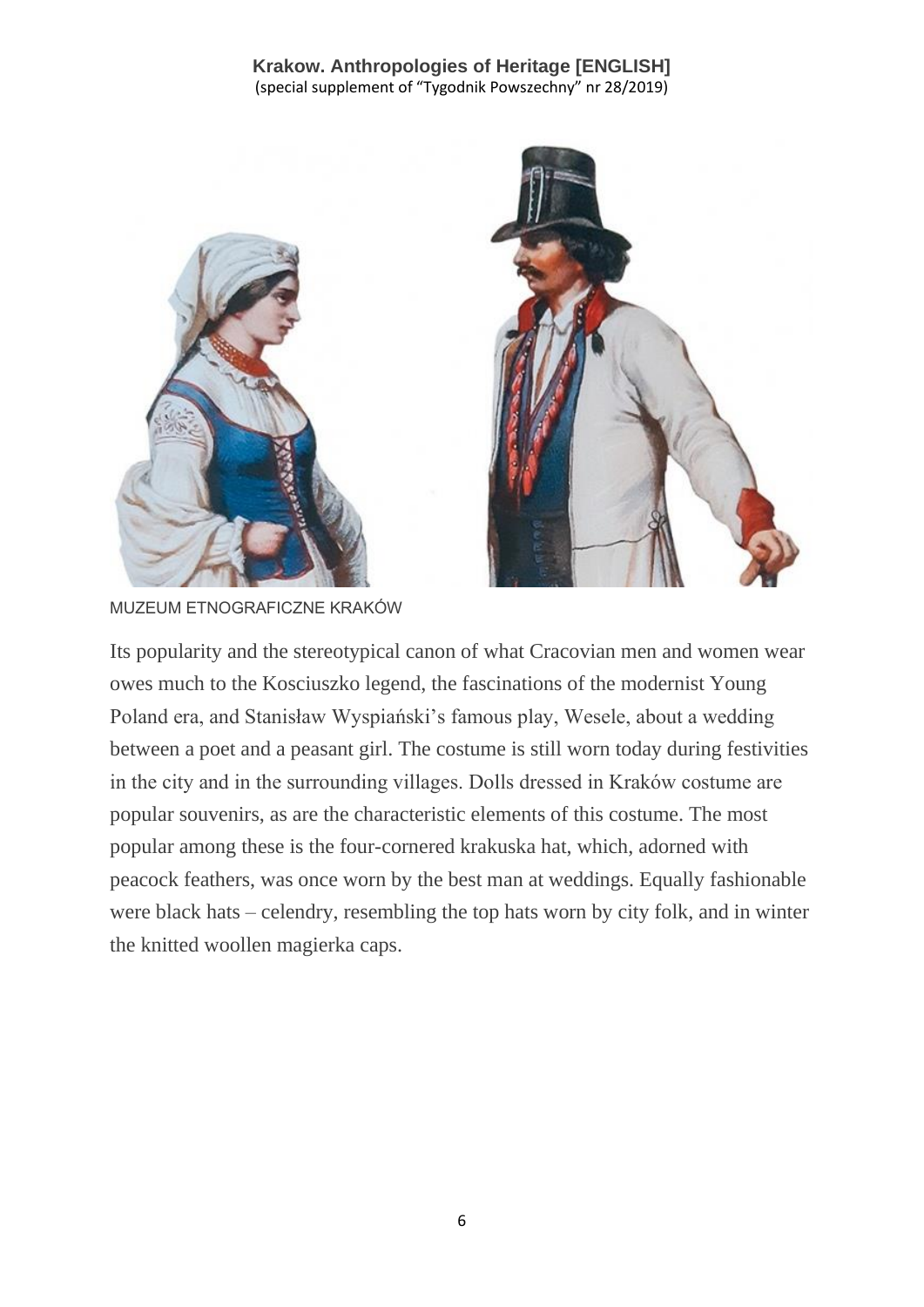MUZEUM ETNOGRAFICZNE KRAKÓW

Its popularity and the stereotypical canon of what Cracovian men and women wear owes much to the Kosciuszko legend, the fascinations of the modernist Young Poland era, and Stanisław Wyspiański's famous play, Wesele, about a wedding between a poet and a peasant girl. The costume is still worn today during festivities in the city and in the surrounding villages. Dolls dressed in Kraków costume are popular souvenirs, as are the characteristic elements of this costume. The most popular among these is the four-cornered krakuska hat, which, adorned with peacock feathers, was once worn by the best man at weddings. Equally fashionable were black hats – celendry, resembling the top hats worn by city folk, and in winter the knitted woollen magierka caps.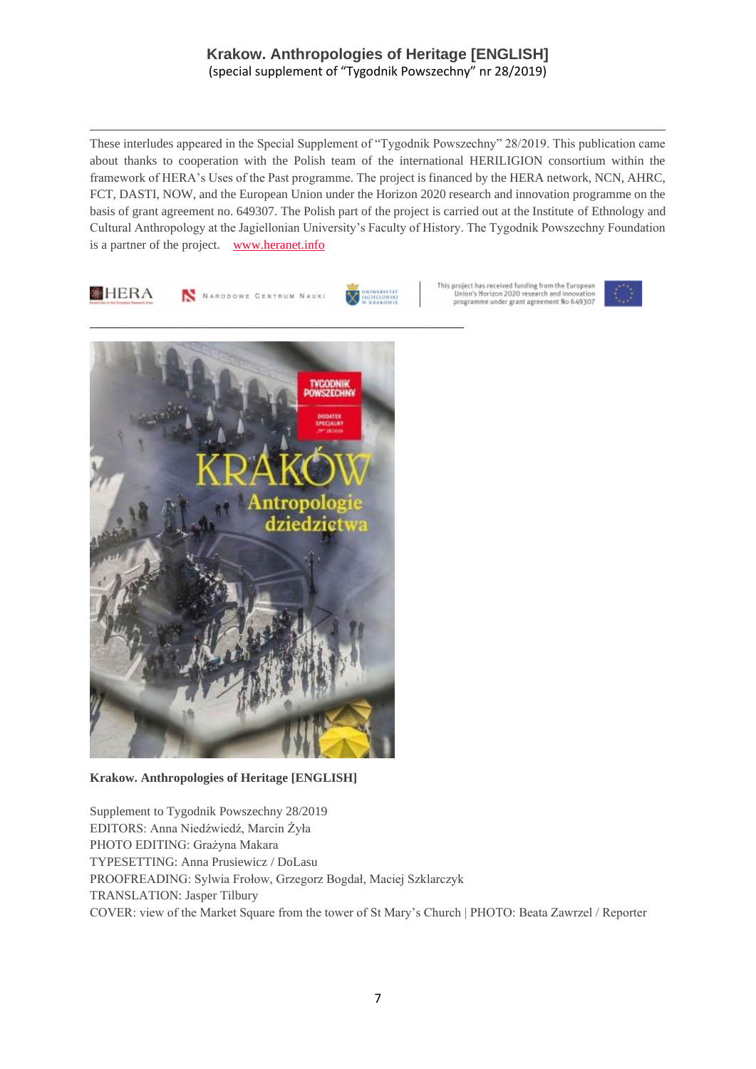# Krakow. Anthropologies of Heritage [ENGLISH]

(special supplement of "Tygodnik Powszechny" nr 28/2019)

---

These interludes appeared in the Special Supplement of "Tygodnik Powszechny" 28/2019. This publication came about thanks to cooperation with the Polish team of the international HERILIGION consortium within the framework of HERA's Uses of the Past programme. The project is financed by the HERA network, NCN, AHRC, FCT, DASTI, NOW, and the European Union under the Horizon 2020 research and innovation programme on the basis of grant agreement no. 649307. The Polish part of the project is carried out at the Institute of Ethnology and Cultural Anthropology at the Jagiellonian University's Faculty of History. The Tygodnik Powszechny Foundation is a partner of the project. [www.heranet.info](http://www.heranet.info)

HERA | Narodowe Centrum Nauki | Uniwersytet Jagielloński w Krakowie | This project has received funding from the European Union's Horizon 2020 research and innovation programme under grant agreement No 649307

---

**Krakow. Anthropologies of Heritage [ENGLISH]**

Supplement to Tygodnik Powszechny 28/2019
EDITORS: Anna Niedźwiedź, Marcin Żyła
PHOTO EDITING: Grażyna Makara
TYPESETTING: Anna Prusiewicz / DoLasu
PROOFREADING: Sylwia Frołow, Grzegorz Bogdał, Maciej Szklarczyk
TRANSLATION: Jasper Tilbury
COVER: view of the Market Square from the tower of St Mary's Church | PHOTO: Beata Zawrzel / Reporter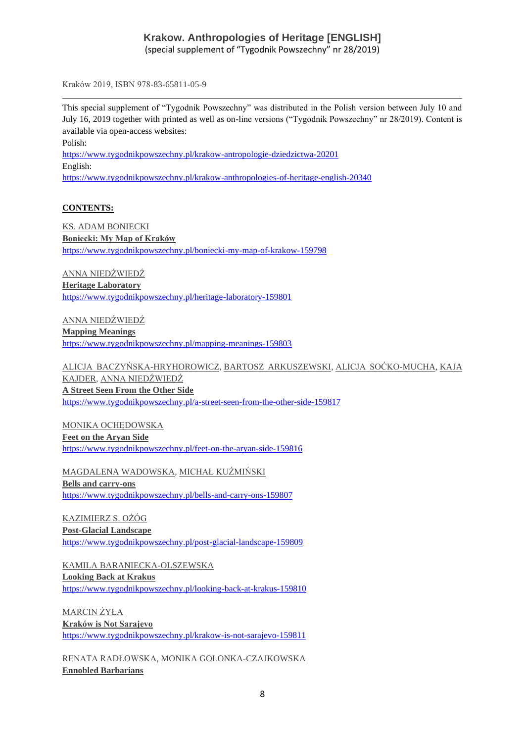# Krakow. Anthropologies of Heritage [ENGLISH]
(special supplement of "Tygodnik Powszechny" nr 28/2019)

Kraków 2019, ISBN 978-83-65811-05-9

---

This special supplement of "Tygodnik Powszechny" was distributed in the Polish version between July 10 and July 16, 2019 together with printed as well as on-line versions ("Tygodnik Powszechny" nr 28/2019). Content is available via open-access websites:

Polish:
https://www.tygodnikpowszechny.pl/krakow-antropologie-dziedzictwa-20201

English:
https://www.tygodnikpowszechny.pl/krakow-anthropologies-of-heritage-english-20340

**CONTENTS:**

KS. ADAM BONIECKI
**Boniecki: My Map of Kraków**
https://www.tygodnikpowszechny.pl/boniecki-my-map-of-krakow-159798

ANNA NIEDŹWIEDŹ
**Heritage Laboratory**
https://www.tygodnikpowszechny.pl/heritage-laboratory-159801

ANNA NIEDŹWIEDŹ
**Mapping Meanings**
https://www.tygodnikpowszechny.pl/mapping-meanings-159803

ALICJA BACZYŃSKA-HRYHOROWICZ, BARTOSZ ARKUSZEWSKI, ALICJA SOĆKO-MUCHA, KAJA KAJDER, ANNA NIEDŹWIEDŹ
**A Street Seen From the Other Side**
https://www.tygodnikpowszechny.pl/a-street-seen-from-the-other-side-159817

MONIKA OCHĘDOWSKA
**Feet on the Aryan Side**
https://www.tygodnikpowszechny.pl/feet-on-the-aryan-side-159816

MAGDALENA WADOWSKA, MICHAŁ KUŹMIŃSKI
**Bells and carry-ons**
https://www.tygodnikpowszechny.pl/bells-and-carry-ons-159807

KAZIMIERZ S. OŻÓG
**Post-Glacial Landscape**
https://www.tygodnikpowszechny.pl/post-glacial-landscape-159809

KAMILA BARANIECKA-OLSZEWSKA
**Looking Back at Krakus**
https://www.tygodnikpowszechny.pl/looking-back-at-krakus-159810

MARCIN ŻYŁA
**Kraków is Not Sarajevo**
https://www.tygodnikpowszechny.pl/krakow-is-not-sarajevo-159811

RENATA RADŁOWSKA, MONIKA GOLONKA-CZAJKOWSKA
**Ennobled Barbarians**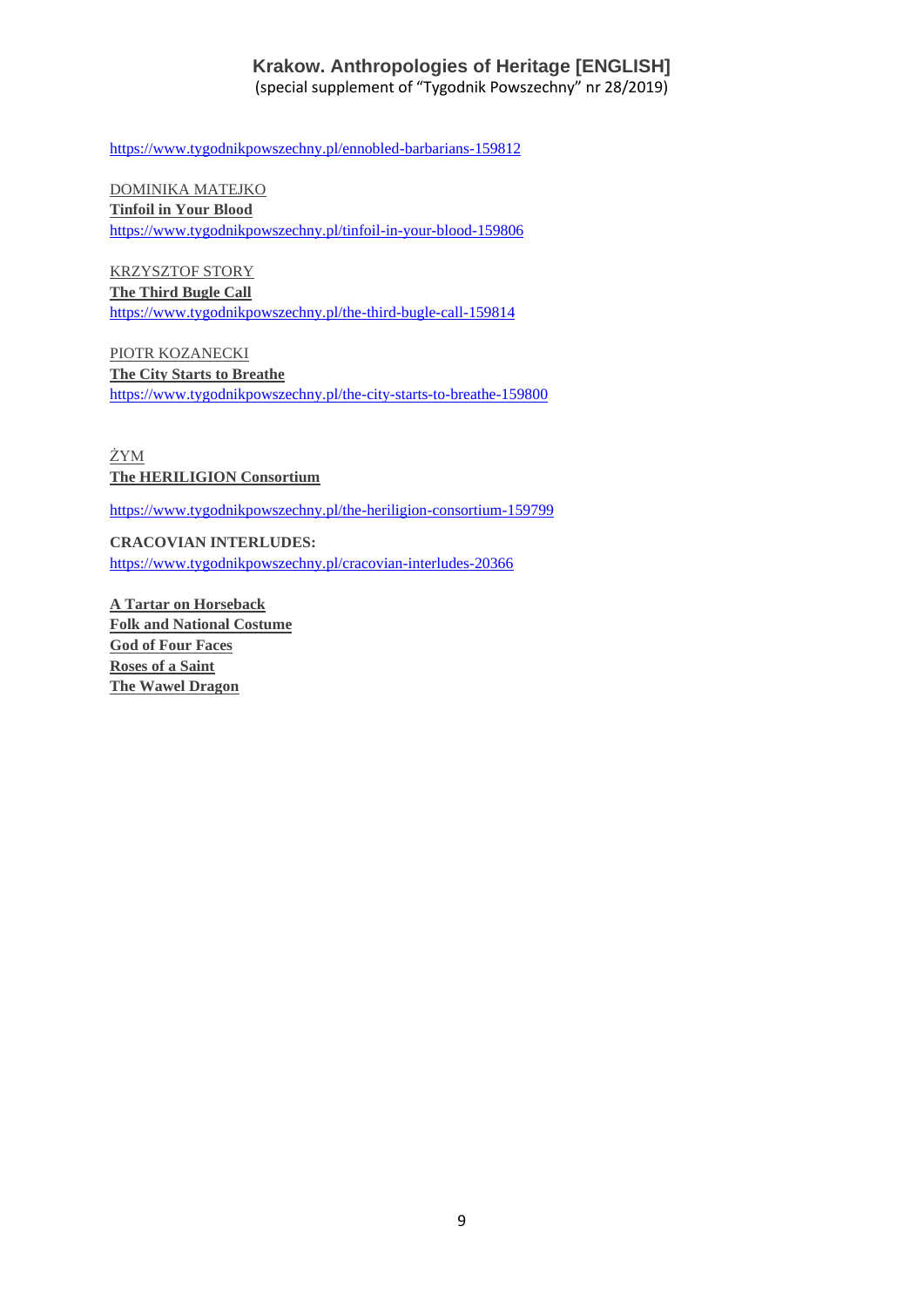https://www.tygodnikpowszechny.pl/ennobled-barbarians-159812

DOMINIKA MATEJKO
**Tinfoil in Your Blood**
https://www.tygodnikpowszechny.pl/tinfoil-in-your-blood-159806

KRZYSZTOF STORY
**The Third Bugle Call**
https://www.tygodnikpowszechny.pl/the-third-bugle-call-159814

PIOTR KOZANECKI
**The City Starts to Breathe**
https://www.tygodnikpowszechny.pl/the-city-starts-to-breathe-159800

ŻYM
**The HERILIGION Consortium**

https://www.tygodnikpowszechny.pl/the-heriligion-consortium-159799

**CRACOVIAN INTERLUDES:**
https://www.tygodnikpowszechny.pl/cracovian-interludes-20366

**A Tartar on Horseback**
**Folk and National Costume**
**God of Four Faces**
**Roses of a Saint**
**The Wawel Dragon**